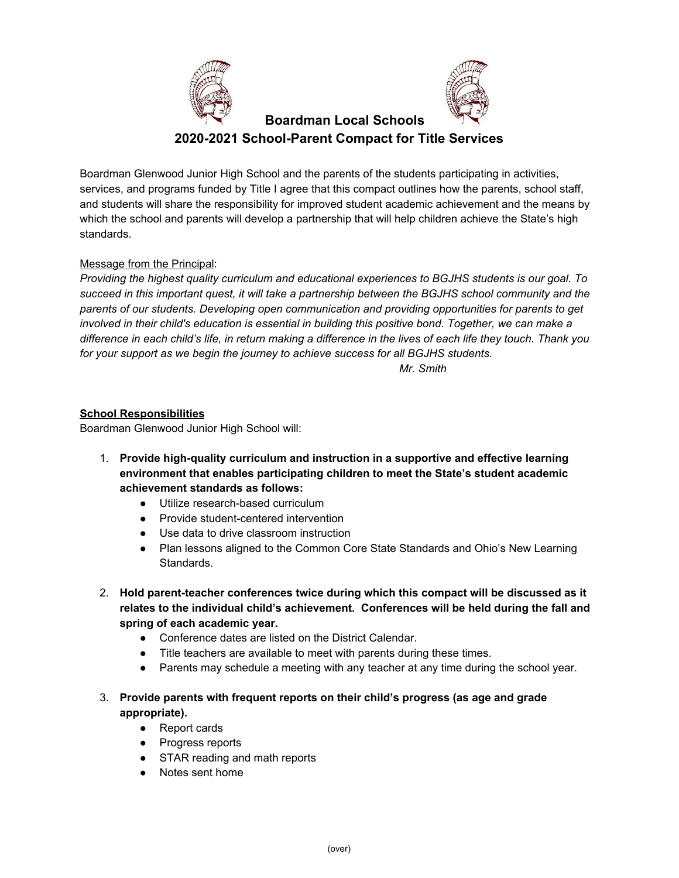# Boardman Local Schools

## 2020-2021 School-Parent Compact for Title Services

Boardman Glenwood Junior High School and the parents of the students participating in activities, services, and programs funded by Title I agree that this compact outlines how the parents, school staff, and students will share the responsibility for improved student academic achievement and the means by which the school and parents will develop a partnership that will help children achieve the State's high standards.

Message from the Principal:

*Providing the highest quality curriculum and educational experiences to BGJHS students is our goal. To succeed in this important quest, it will take a partnership between the BGJHS school community and the parents of our students. Developing open communication and providing opportunities for parents to get involved in their child's education is essential in building this positive bond. Together, we can make a difference in each child's life, in return making a difference in the lives of each life they touch. Thank you for your support as we begin the journey to achieve success for all BGJHS students.*

*Mr. Smith*

### School Responsibilities

Boardman Glenwood Junior High School will:

1. **Provide high-quality curriculum and instruction in a supportive and effective learning environment that enables participating children to meet the State's student academic achievement standards as follows:**
   - Utilize research-based curriculum
   - Provide student-centered intervention
   - Use data to drive classroom instruction
   - Plan lessons aligned to the Common Core State Standards and Ohio's New Learning Standards.
2. **Hold parent-teacher conferences twice during which this compact will be discussed as it relates to the individual child's achievement. Conferences will be held during the fall and spring of each academic year.**
   - Conference dates are listed on the District Calendar.
   - Title teachers are available to meet with parents during these times.
   - Parents may schedule a meeting with any teacher at any time during the school year.
3. **Provide parents with frequent reports on their child's progress (as age and grade appropriate).**
   - Report cards
   - Progress reports
   - STAR reading and math reports
   - Notes sent home

(over)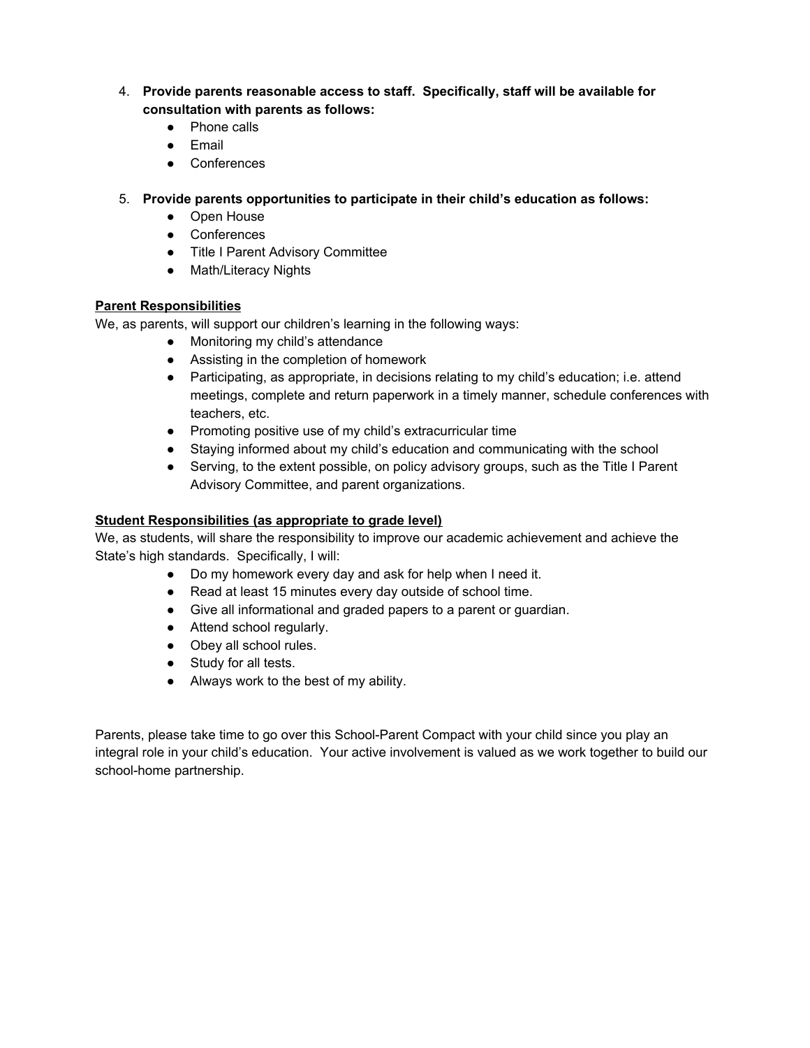4. **Provide parents reasonable access to staff. Specifically, staff will be available for consultation with parents as follows:**
    - Phone calls
    - Email
    - Conferences

5. **Provide parents opportunities to participate in their child's education as follows:**
    - Open House
    - Conferences
    - Title I Parent Advisory Committee
    - Math/Literacy Nights

**<u>Parent Responsibilities</u>**

We, as parents, will support our children's learning in the following ways:

- Monitoring my child's attendance
- Assisting in the completion of homework
- Participating, as appropriate, in decisions relating to my child's education; i.e. attend meetings, complete and return paperwork in a timely manner, schedule conferences with teachers, etc.
- Promoting positive use of my child's extracurricular time
- Staying informed about my child's education and communicating with the school
- Serving, to the extent possible, on policy advisory groups, such as the Title I Parent Advisory Committee, and parent organizations.

**<u>Student Responsibilities (as appropriate to grade level)</u>**

We, as students, will share the responsibility to improve our academic achievement and achieve the State's high standards. Specifically, I will:

- Do my homework every day and ask for help when I need it.
- Read at least 15 minutes every day outside of school time.
- Give all informational and graded papers to a parent or guardian.
- Attend school regularly.
- Obey all school rules.
- Study for all tests.
- Always work to the best of my ability.

Parents, please take time to go over this School-Parent Compact with your child since you play an integral role in your child's education. Your active involvement is valued as we work together to build our school-home partnership.